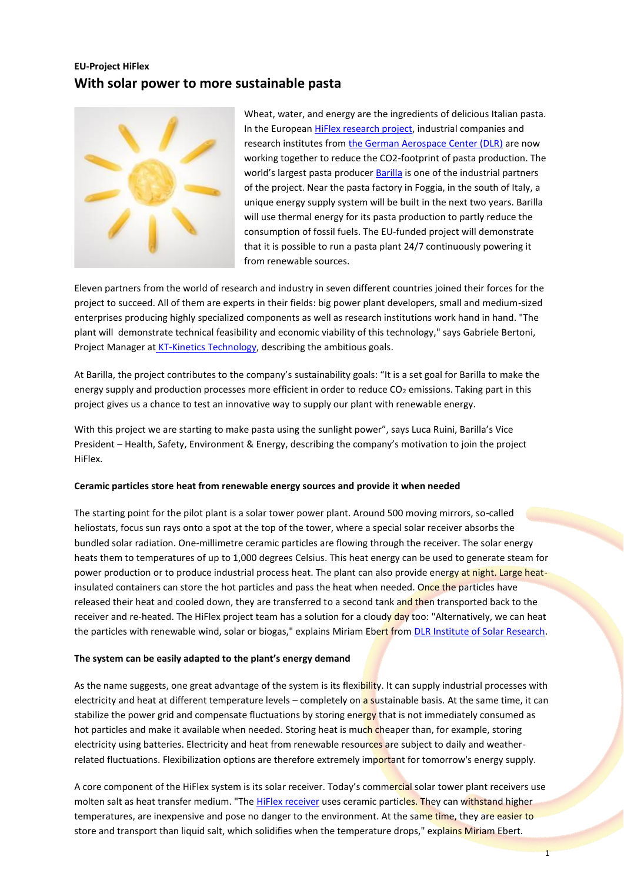**EU-Project HiFlex**

## With solar power to more sustainable pasta

Wheat, water, and energy are the ingredients of delicious Italian pasta. In the European HiFlex research project, industrial companies and research institutes from the German Aerospace Center (DLR) are now working together to reduce the CO2-footprint of pasta production. The world's largest pasta producer Barilla is one of the industrial partners of the project. Near the pasta factory in Foggia, in the south of Italy, a unique energy supply system will be built in the next two years. Barilla will use thermal energy for its pasta production to partly reduce the consumption of fossil fuels. The EU-funded project will demonstrate that it is possible to run a pasta plant 24/7 continuously powering it from renewable sources.

Eleven partners from the world of research and industry in seven different countries joined their forces for the project to succeed. All of them are experts in their fields: big power plant developers, small and medium-sized enterprises producing highly specialized components as well as research institutions work hand in hand. "The plant will demonstrate technical feasibility and economic viability of this technology," says Gabriele Bertoni, Project Manager at KT-Kinetics Technology, describing the ambitious goals.

At Barilla, the project contributes to the company's sustainability goals: "It is a set goal for Barilla to make the energy supply and production processes more efficient in order to reduce $CO_2$ emissions. Taking part in this project gives us a chance to test an innovative way to supply our plant with renewable energy.

With this project we are starting to make pasta using the sunlight power", says Luca Ruini, Barilla's Vice President – Health, Safety, Environment & Energy, describing the company's motivation to join the project HiFlex.

**Ceramic particles store heat from renewable energy sources and provide it when needed**

The starting point for the pilot plant is a solar tower power plant. Around 500 moving mirrors, so-called heliostats, focus sun rays onto a spot at the top of the tower, where a special solar receiver absorbs the bundled solar radiation. One-millimetre ceramic particles are flowing through the receiver. The solar energy heats them to temperatures of up to 1,000 degrees Celsius. This heat energy can be used to generate steam for power production or to produce industrial process heat. The plant can also provide energy at night. Large heat-insulated containers can store the hot particles and pass the heat when needed. Once the particles have released their heat and cooled down, they are transferred to a second tank and then transported back to the receiver and re-heated. The HiFlex project team has a solution for a cloudy day too: "Alternatively, we can heat the particles with renewable wind, solar or biogas," explains Miriam Ebert from DLR Institute of Solar Research.

**The system can be easily adapted to the plant's energy demand**

As the name suggests, one great advantage of the system is its flexibility. It can supply industrial processes with electricity and heat at different temperature levels – completely on a sustainable basis. At the same time, it can stabilize the power grid and compensate fluctuations by storing energy that is not immediately consumed as hot particles and make it available when needed. Storing heat is much cheaper than, for example, storing electricity using batteries. Electricity and heat from renewable resources are subject to daily and weather-related fluctuations. Flexibilization options are therefore extremely important for tomorrow's energy supply.

A core component of the HiFlex system is its solar receiver. Today's commercial solar tower plant receivers use molten salt as heat transfer medium. "The HiFlex receiver uses ceramic particles. They can withstand higher temperatures, are inexpensive and pose no danger to the environment. At the same time, they are easier to store and transport than liquid salt, which solidifies when the temperature drops," explains Miriam Ebert.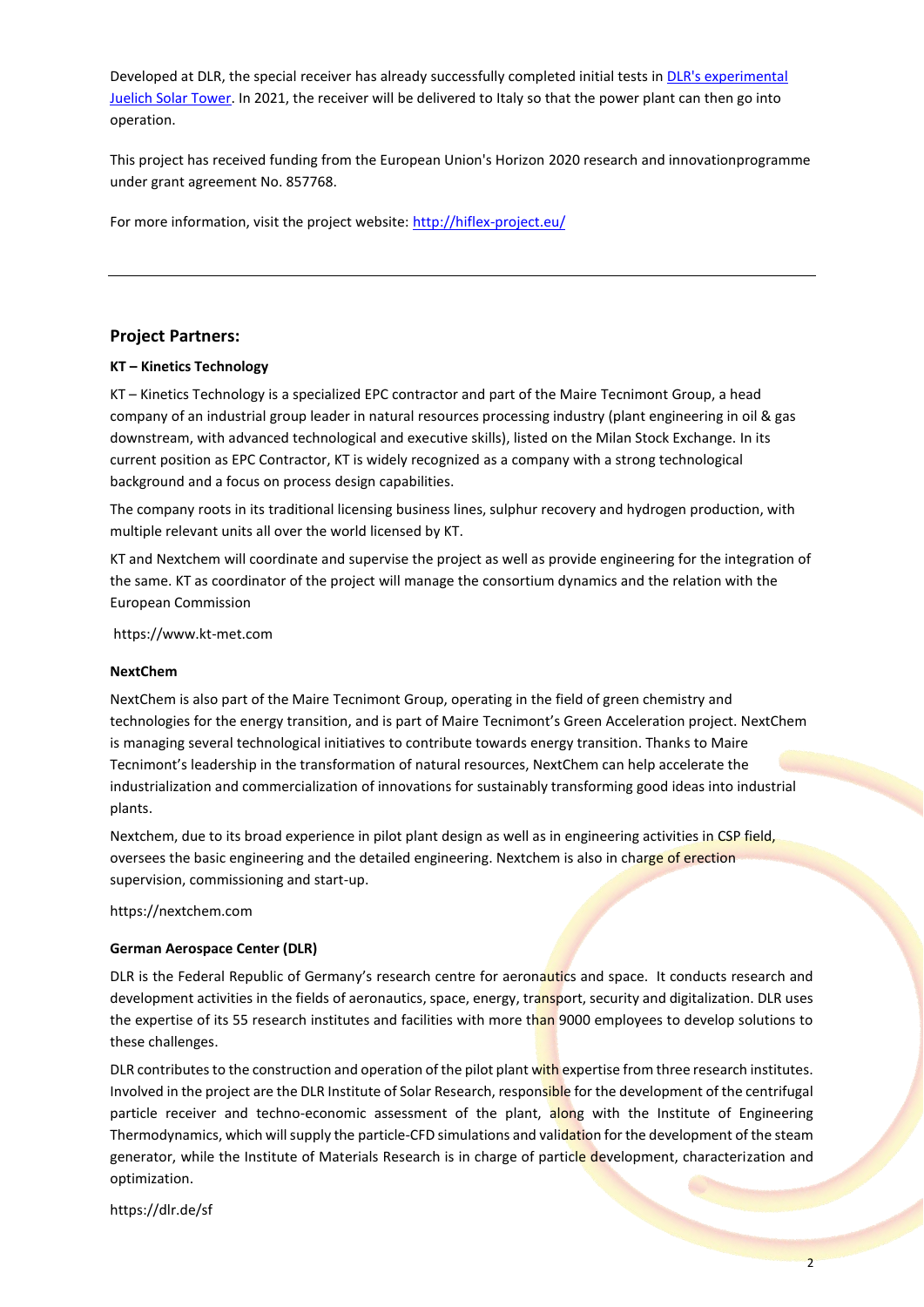Developed at DLR, the special receiver has already successfully completed initial tests in [DLR's experimental Juelich Solar Tower](). In 2021, the receiver will be delivered to Italy so that the power plant can then go into operation.

This project has received funding from the European Union's Horizon 2020 research and innovationprogramme under grant agreement No. 857768.

For more information, visit the project website: [http://hiflex-project.eu/](http://hiflex-project.eu/)

---

## Project Partners:

### KT – Kinetics Technology

KT – Kinetics Technology is a specialized EPC contractor and part of the Maire Tecnimont Group, a head company of an industrial group leader in natural resources processing industry (plant engineering in oil & gas downstream, with advanced technological and executive skills), listed on the Milan Stock Exchange. In its current position as EPC Contractor, KT is widely recognized as a company with a strong technological background and a focus on process design capabilities.

The company roots in its traditional licensing business lines, sulphur recovery and hydrogen production, with multiple relevant units all over the world licensed by KT.

KT and Nextchem will coordinate and supervise the project as well as provide engineering for the integration of the same. KT as coordinator of the project will manage the consortium dynamics and the relation with the European Commission

https://www.kt-met.com

### NextChem

NextChem is also part of the Maire Tecnimont Group, operating in the field of green chemistry and technologies for the energy transition, and is part of Maire Tecnimont's Green Acceleration project. NextChem is managing several technological initiatives to contribute towards energy transition. Thanks to Maire Tecnimont's leadership in the transformation of natural resources, NextChem can help accelerate the industrialization and commercialization of innovations for sustainably transforming good ideas into industrial plants.

Nextchem, due to its broad experience in pilot plant design as well as in engineering activities in CSP field, oversees the basic engineering and the detailed engineering. Nextchem is also in charge of erection supervision, commissioning and start-up.

https://nextchem.com

### German Aerospace Center (DLR)

DLR is the Federal Republic of Germany's research centre for aeronautics and space. It conducts research and development activities in the fields of aeronautics, space, energy, transport, security and digitalization. DLR uses the expertise of its 55 research institutes and facilities with more than 9000 employees to develop solutions to these challenges.

DLR contributes to the construction and operation of the pilot plant with expertise from three research institutes. Involved in the project are the DLR Institute of Solar Research, responsible for the development of the centrifugal particle receiver and techno-economic assessment of the plant, along with the Institute of Engineering Thermodynamics, which will supply the particle-CFD simulations and validation for the development of the steam generator, while the Institute of Materials Research is in charge of particle development, characterization and optimization.

https://dlr.de/sf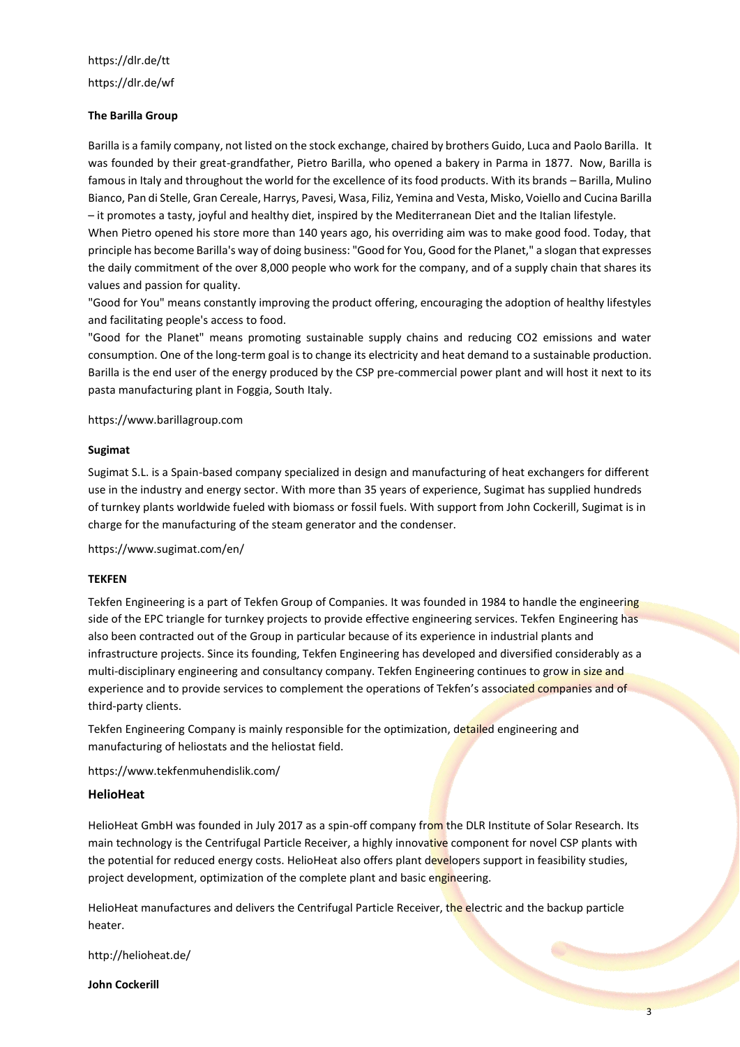https://dlr.de/tt

https://dlr.de/wf

**The Barilla Group**

Barilla is a family company, not listed on the stock exchange, chaired by brothers Guido, Luca and Paolo Barilla. It was founded by their great-grandfather, Pietro Barilla, who opened a bakery in Parma in 1877. Now, Barilla is famous in Italy and throughout the world for the excellence of its food products. With its brands – Barilla, Mulino Bianco, Pan di Stelle, Gran Cereale, Harrys, Pavesi, Wasa, Filiz, Yemina and Vesta, Misko, Voiello and Cucina Barilla – it promotes a tasty, joyful and healthy diet, inspired by the Mediterranean Diet and the Italian lifestyle.
When Pietro opened his store more than 140 years ago, his overriding aim was to make good food. Today, that principle has become Barilla's way of doing business: "Good for You, Good for the Planet," a slogan that expresses the daily commitment of the over 8,000 people who work for the company, and of a supply chain that shares its values and passion for quality.
"Good for You" means constantly improving the product offering, encouraging the adoption of healthy lifestyles and facilitating people's access to food.
"Good for the Planet" means promoting sustainable supply chains and reducing CO2 emissions and water consumption. One of the long-term goal is to change its electricity and heat demand to a sustainable production. Barilla is the end user of the energy produced by the CSP pre-commercial power plant and will host it next to its pasta manufacturing plant in Foggia, South Italy.

https://www.barillagroup.com

**Sugimat**

Sugimat S.L. is a Spain-based company specialized in design and manufacturing of heat exchangers for different use in the industry and energy sector. With more than 35 years of experience, Sugimat has supplied hundreds of turnkey plants worldwide fueled with biomass or fossil fuels. With support from John Cockerill, Sugimat is in charge for the manufacturing of the steam generator and the condenser.

https://www.sugimat.com/en/

**TEKFEN**

Tekfen Engineering is a part of Tekfen Group of Companies. It was founded in 1984 to handle the engineering side of the EPC triangle for turnkey projects to provide effective engineering services. Tekfen Engineering has also been contracted out of the Group in particular because of its experience in industrial plants and infrastructure projects. Since its founding, Tekfen Engineering has developed and diversified considerably as a multi-disciplinary engineering and consultancy company. Tekfen Engineering continues to grow in size and experience and to provide services to complement the operations of Tekfen's associated companies and of third-party clients.

Tekfen Engineering Company is mainly responsible for the optimization, detailed engineering and manufacturing of heliostats and the heliostat field.

https://www.tekfenmuhendislik.com/

**HelioHeat**

HelioHeat GmbH was founded in July 2017 as a spin-off company from the DLR Institute of Solar Research. Its main technology is the Centrifugal Particle Receiver, a highly innovative component for novel CSP plants with the potential for reduced energy costs. HelioHeat also offers plant developers support in feasibility studies, project development, optimization of the complete plant and basic engineering.

HelioHeat manufactures and delivers the Centrifugal Particle Receiver, the electric and the backup particle heater.

http://helioheat.de/

**John Cockerill**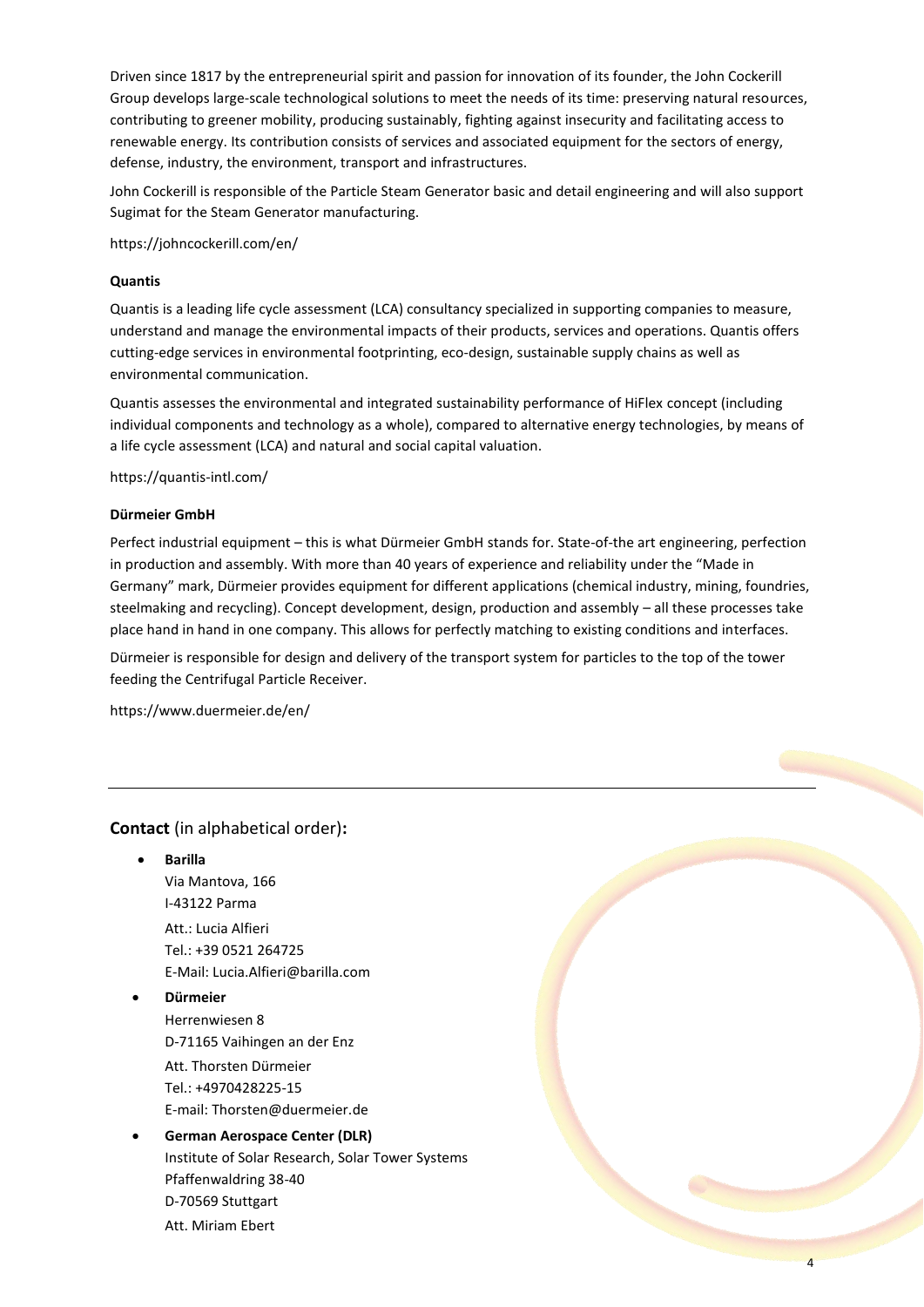Driven since 1817 by the entrepreneurial spirit and passion for innovation of its founder, the John Cockerill Group develops large-scale technological solutions to meet the needs of its time: preserving natural resources, contributing to greener mobility, producing sustainably, fighting against insecurity and facilitating access to renewable energy. Its contribution consists of services and associated equipment for the sectors of energy, defense, industry, the environment, transport and infrastructures.

John Cockerill is responsible of the Particle Steam Generator basic and detail engineering and will also support Sugimat for the Steam Generator manufacturing.

https://johncockerill.com/en/

**Quantis**

Quantis is a leading life cycle assessment (LCA) consultancy specialized in supporting companies to measure, understand and manage the environmental impacts of their products, services and operations. Quantis offers cutting-edge services in environmental footprinting, eco-design, sustainable supply chains as well as environmental communication.

Quantis assesses the environmental and integrated sustainability performance of HiFlex concept (including individual components and technology as a whole), compared to alternative energy technologies, by means of a life cycle assessment (LCA) and natural and social capital valuation.

https://quantis-intl.com/

**Dürmeier GmbH**

Perfect industrial equipment – this is what Dürmeier GmbH stands for. State-of-the art engineering, perfection in production and assembly. With more than 40 years of experience and reliability under the "Made in Germany" mark, Dürmeier provides equipment for different applications (chemical industry, mining, foundries, steelmaking and recycling). Concept development, design, production and assembly – all these processes take place hand in hand in one company. This allows for perfectly matching to existing conditions and interfaces.

Dürmeier is responsible for design and delivery of the transport system for particles to the top of the tower feeding the Centrifugal Particle Receiver.

https://www.duermeier.de/en/

---

**Contact** (in alphabetical order)**:**

- **Barilla**
  Via Mantova, 166
  I-43122 Parma
  Att.: Lucia Alfieri
  Tel.: +39 0521 264725
  E-Mail: Lucia.Alfieri@barilla.com
- **Dürmeier**
  Herrenwiesen 8
  D-71165 Vaihingen an der Enz
  Att. Thorsten Dürmeier
  Tel.: +4970428225-15
  E-mail: Thorsten@duermeier.de
- **German Aerospace Center (DLR)**
  Institute of Solar Research, Solar Tower Systems
  Pfaffenwaldring 38-40
  D-70569 Stuttgart
  Att. Miriam Ebert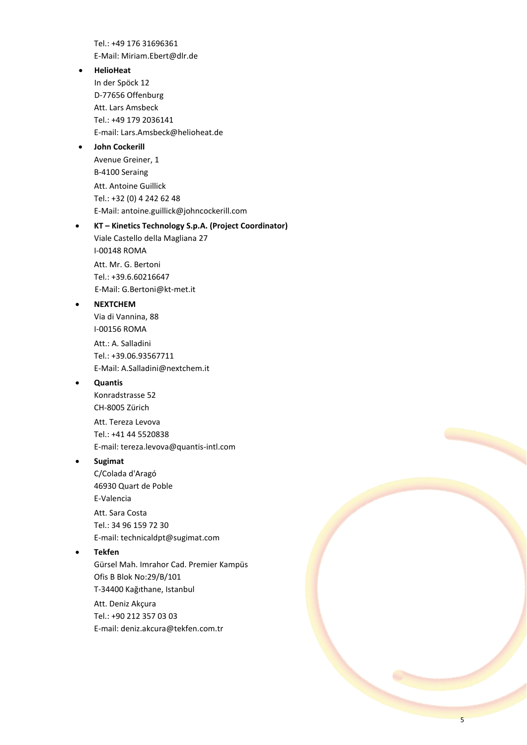Tel.: +49 176 31696361
E-Mail: Miriam.Ebert@dlr.de

- **HelioHeat**
  In der Spöck 12
  D-77656 Offenburg
  Att. Lars Amsbeck
  Tel.: +49 179 2036141
  E-mail: Lars.Amsbeck@helioheat.de
- **John Cockerill**
  Avenue Greiner, 1
  B-4100 Seraing
  Att. Antoine Guillick
  Tel.: +32 (0) 4 242 62 48
  E-Mail: antoine.guillick@johncockerill.com
- **KT – Kinetics Technology S.p.A. (Project Coordinator)**
  Viale Castello della Magliana 27
  I-00148 ROMA
  Att. Mr. G. Bertoni
  Tel.: +39.6.60216647
  E-Mail: G.Bertoni@kt-met.it
- **NEXTCHEM**
  Via di Vannina, 88
  I-00156 ROMA
  Att.: A. Salladini
  Tel.: +39.06.93567711
  E-Mail: A.Salladini@nextchem.it
- **Quantis**
  Konradstrasse 52
  CH-8005 Zürich
  Att. Tereza Levova
  Tel.: +41 44 5520838
  E-mail: tereza.levova@quantis-intl.com
- **Sugimat**
  C/Colada d'Aragó
  46930 Quart de Poble
  E-Valencia
  Att. Sara Costa
  Tel.: 34 96 159 72 30
  E-mail: technicaldpt@sugimat.com
- **Tekfen**
  Gürsel Mah. Imrahor Cad. Premier Kampüs
  Ofis B Blok No:29/B/101
  T-34400 Kağıthane, Istanbul
  Att. Deniz Akçura
  Tel.: +90 212 357 03 03
  E-mail: deniz.akcura@tekfen.com.tr